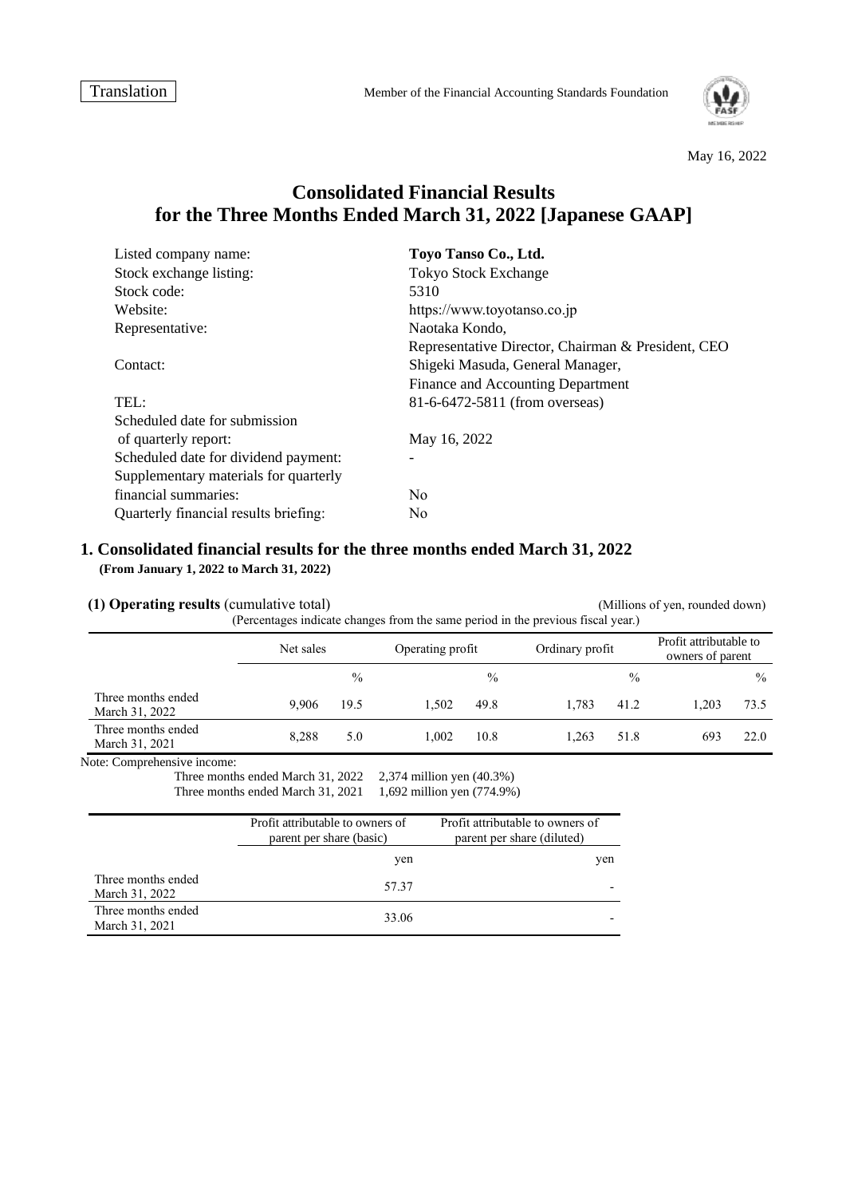Translation

Member of the Financial Accounting Standards Foundation

May 16, 2022

# Consolidated Financial Results for the Three Months Ended March 31, 2022 [Japanese GAAP]

| | |
|---|---|
| Listed company name: | **Toyo Tanso Co., Ltd.** |
| Stock exchange listing: | Tokyo Stock Exchange |
| Stock code: | 5310 |
| Website: | https://www.toyotanso.co.jp |
| Representative: | Naotaka Kondo, Representative Director, Chairman & President, CEO |
| Contact: | Shigeki Masuda, General Manager, Finance and Accounting Department |
| TEL: | 81-6-6472-5811 (from overseas) |
| Scheduled date for submission of quarterly report: | May 16, 2022 |
| Scheduled date for dividend payment: | - |
| Supplementary materials for quarterly financial summaries: | No |
| Quarterly financial results briefing: | No |

## 1. Consolidated financial results for the three months ended March 31, 2022

**(From January 1, 2022 to March 31, 2022)**

### (1) Operating results (cumulative total)

(Millions of yen, rounded down)

(Percentages indicate changes from the same period in the previous fiscal year.)

| | Net sales | | Operating profit | | Ordinary profit | | Profit attributable to owners of parent | |
|---|---|---|---|---|---|---|---|---|
| | | % | | % | | % | | % |
| Three months ended March 31, 2022 | 9,906 | 19.5 | 1,502 | 49.8 | 1,783 | 41.2 | 1,203 | 73.5 |
| Three months ended March 31, 2021 | 8,288 | 5.0 | 1,002 | 10.8 | 1,263 | 51.8 | 693 | 22.0 |

Note: Comprehensive income:
Three months ended March 31, 2022 2,374 million yen (40.3%)
Three months ended March 31, 2021 1,692 million yen (774.9%)

| | Profit attributable to owners of parent per share (basic) | Profit attributable to owners of parent per share (diluted) |
|---|---|---|
| | yen | yen |
| Three months ended March 31, 2022 | 57.37 | - |
| Three months ended March 31, 2021 | 33.06 | - |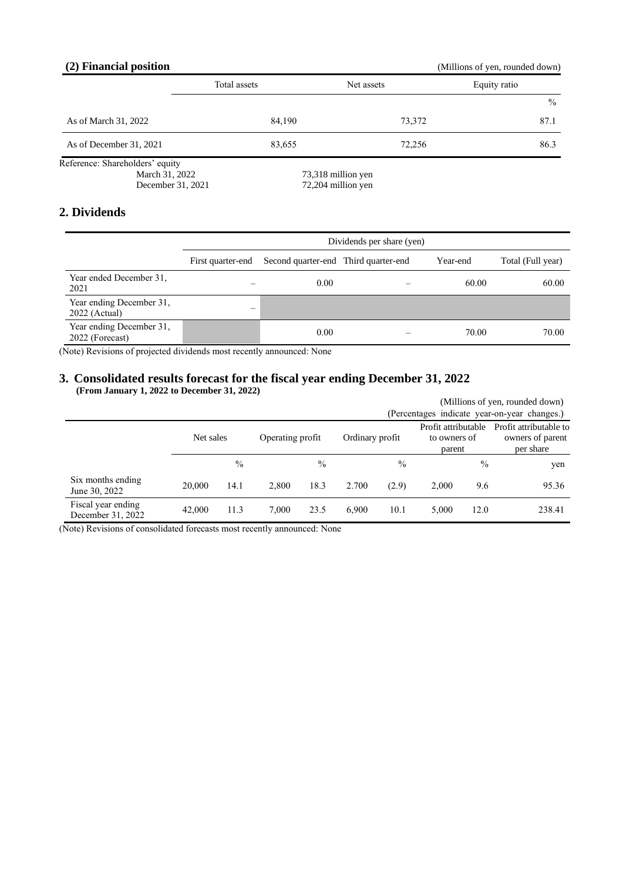## (2) Financial position

(Millions of yen, rounded down)

| | Total assets | Net assets | Equity ratio |
|---|---|---|---|
| | | | % |
| As of March 31, 2022 | 84,190 | 73,372 | 87.1 |
| As of December 31, 2021 | 83,655 | 72,256 | 86.3 |

Reference: Shareholders' equity
March 31, 2022 73,318 million yen
December 31, 2021 72,204 million yen

## 2. Dividends

| | Dividends per share (yen) | | | | |
|---|---|---|---|---|---|
| | First quarter-end | Second quarter-end | Third quarter-end | Year-end | Total (Full year) |
| Year ended December 31, 2021 | – | 0.00 | – | 60.00 | 60.00 |
| Year ending December 31, 2022 (Actual) | – | | | | |
| Year ending December 31, 2022 (Forecast) | | 0.00 | – | 70.00 | 70.00 |

(Note) Revisions of projected dividends most recently announced: None

## 3. Consolidated results forecast for the fiscal year ending December 31, 2022

**(From January 1, 2022 to December 31, 2022)**

(Millions of yen, rounded down)
(Percentages indicate year-on-year changes.)

| | Net sales | | Operating profit | | Ordinary profit | | Profit attributable to owners of parent | | Profit attributable to owners of parent per share |
|---|---|---|---|---|---|---|---|---|---|
| | | % | | % | | % | | % | yen |
| Six months ending June 30, 2022 | 20,000 | 14.1 | 2,800 | 18.3 | 2.700 | (2.9) | 2,000 | 9.6 | 95.36 |
| Fiscal year ending December 31, 2022 | 42,000 | 11.3 | 7,000 | 23.5 | 6,900 | 10.1 | 5,000 | 12.0 | 238.41 |

(Note) Revisions of consolidated forecasts most recently announced: None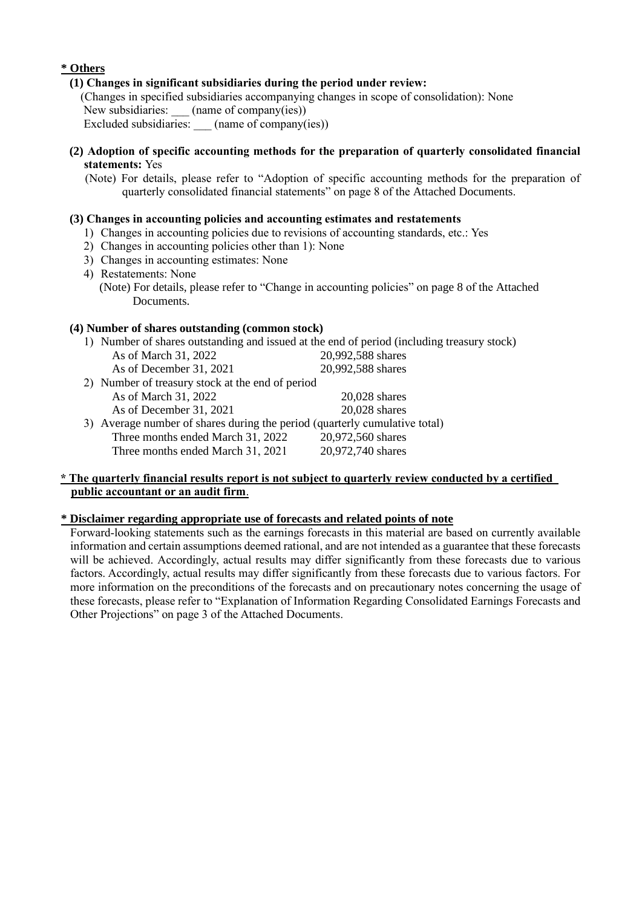**\* Others**

**(1) Changes in significant subsidiaries during the period under review:**

(Changes in specified subsidiaries accompanying changes in scope of consolidation): None

New subsidiaries: ___ (name of company(ies))

Excluded subsidiaries: ___ (name of company(ies))

**(2) Adoption of specific accounting methods for the preparation of quarterly consolidated financial statements:** Yes

(Note) For details, please refer to "Adoption of specific accounting methods for the preparation of quarterly consolidated financial statements" on page 8 of the Attached Documents.

**(3) Changes in accounting policies and accounting estimates and restatements**

1) Changes in accounting policies due to revisions of accounting standards, etc.: Yes
2) Changes in accounting policies other than 1): None
3) Changes in accounting estimates: None
4) Restatements: None

(Note) For details, please refer to "Change in accounting policies" on page 8 of the Attached Documents.

**(4) Number of shares outstanding (common stock)**

1) Number of shares outstanding and issued at the end of period (including treasury stock)

| | |
|---|---|
| As of March 31, 2022 | 20,992,588 shares |
| As of December 31, 2021 | 20,992,588 shares |

2) Number of treasury stock at the end of period

| | |
|---|---|
| As of March 31, 2022 | 20,028 shares |
| As of December 31, 2021 | 20,028 shares |

3) Average number of shares during the period (quarterly cumulative total)

| | |
|---|---|
| Three months ended March 31, 2022 | 20,972,560 shares |
| Three months ended March 31, 2021 | 20,972,740 shares |

**\* The quarterly financial results report is not subject to quarterly review conducted by a certified public accountant or an audit firm.**

**\* Disclaimer regarding appropriate use of forecasts and related points of note**

Forward-looking statements such as the earnings forecasts in this material are based on currently available information and certain assumptions deemed rational, and are not intended as a guarantee that these forecasts will be achieved. Accordingly, actual results may differ significantly from these forecasts due to various factors. Accordingly, actual results may differ significantly from these forecasts due to various factors. For more information on the preconditions of the forecasts and on precautionary notes concerning the usage of these forecasts, please refer to "Explanation of Information Regarding Consolidated Earnings Forecasts and Other Projections" on page 3 of the Attached Documents.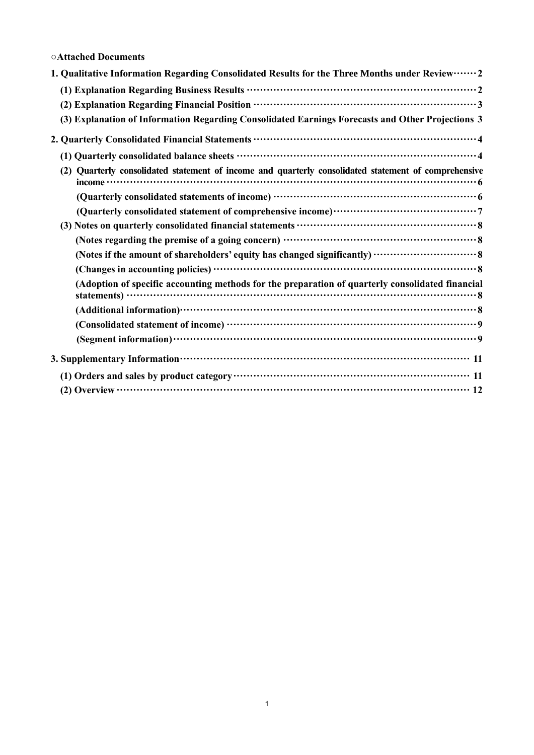○**Attached Documents**

**1. Qualitative Information Regarding Consolidated Results for the Three Months under Review······· 2**

**(1) Explanation Regarding Business Results ······································································ 2**

**(2) Explanation Regarding Financial Position ····································································· 3**

**(3) Explanation of Information Regarding Consolidated Earnings Forecasts and Other Projections 3**

**2. Quarterly Consolidated Financial Statements ···································································· 4**

**(1) Quarterly consolidated balance sheets ·········································································· 4**

**(2) Quarterly consolidated statement of income and quarterly consolidated statement of comprehensive income ······························································································································ 6**

**(Quarterly consolidated statements of income) ······························································· 6**

**(Quarterly consolidated statement of comprehensive income)············································ 7**

**(3) Notes on quarterly consolidated financial statements ······················································· 8**

**(Notes regarding the premise of a going concern) ··························································· 8**

**(Notes if the amount of shareholders' equity has changed significantly) ································ 8**

**(Changes in accounting policies) ················································································· 8**

**(Adoption of specific accounting methods for the preparation of quarterly consolidated financial statements) ··························································································································· 8**

**(Additional information)··························································································· 8**

**(Consolidated statement of income) ············································································ 9**

**(Segment information)····························································································· 9**

**3. Supplementary Information························································································· 11**

**(1) Orders and sales by product category········································································ 11**

**(2) Overview ··············································································································· 12**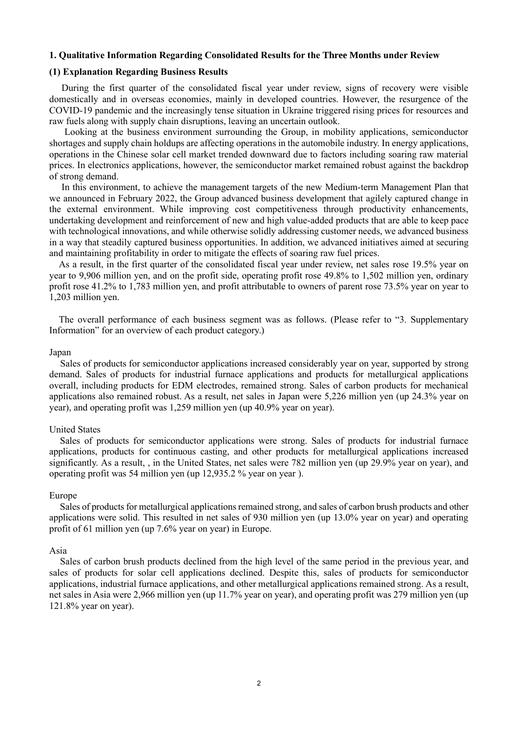### 1. Qualitative Information Regarding Consolidated Results for the Three Months under Review

#### (1) Explanation Regarding Business Results

During the first quarter of the consolidated fiscal year under review, signs of recovery were visible domestically and in overseas economies, mainly in developed countries. However, the resurgence of the COVID-19 pandemic and the increasingly tense situation in Ukraine triggered rising prices for resources and raw fuels along with supply chain disruptions, leaving an uncertain outlook.

Looking at the business environment surrounding the Group, in mobility applications, semiconductor shortages and supply chain holdups are affecting operations in the automobile industry. In energy applications, operations in the Chinese solar cell market trended downward due to factors including soaring raw material prices. In electronics applications, however, the semiconductor market remained robust against the backdrop of strong demand.

In this environment, to achieve the management targets of the new Medium-term Management Plan that we announced in February 2022, the Group advanced business development that agilely captured change in the external environment. While improving cost competitiveness through productivity enhancements, undertaking development and reinforcement of new and high value-added products that are able to keep pace with technological innovations, and while otherwise solidly addressing customer needs, we advanced business in a way that steadily captured business opportunities. In addition, we advanced initiatives aimed at securing and maintaining profitability in order to mitigate the effects of soaring raw fuel prices.

As a result, in the first quarter of the consolidated fiscal year under review, net sales rose 19.5% year on year to 9,906 million yen, and on the profit side, operating profit rose 49.8% to 1,502 million yen, ordinary profit rose 41.2% to 1,783 million yen, and profit attributable to owners of parent rose 73.5% year on year to 1,203 million yen.

The overall performance of each business segment was as follows. (Please refer to "3. Supplementary Information" for an overview of each product category.)

Japan

Sales of products for semiconductor applications increased considerably year on year, supported by strong demand. Sales of products for industrial furnace applications and products for metallurgical applications overall, including products for EDM electrodes, remained strong. Sales of carbon products for mechanical applications also remained robust. As a result, net sales in Japan were 5,226 million yen (up 24.3% year on year), and operating profit was 1,259 million yen (up 40.9% year on year).

United States

Sales of products for semiconductor applications were strong. Sales of products for industrial furnace applications, products for continuous casting, and other products for metallurgical applications increased significantly. As a result, , in the United States, net sales were 782 million yen (up 29.9% year on year), and operating profit was 54 million yen (up 12,935.2 % year on year ).

Europe

Sales of products for metallurgical applications remained strong, and sales of carbon brush products and other applications were solid. This resulted in net sales of 930 million yen (up 13.0% year on year) and operating profit of 61 million yen (up 7.6% year on year) in Europe.

Asia

Sales of carbon brush products declined from the high level of the same period in the previous year, and sales of products for solar cell applications declined. Despite this, sales of products for semiconductor applications, industrial furnace applications, and other metallurgical applications remained strong. As a result, net sales in Asia were 2,966 million yen (up 11.7% year on year), and operating profit was 279 million yen (up 121.8% year on year).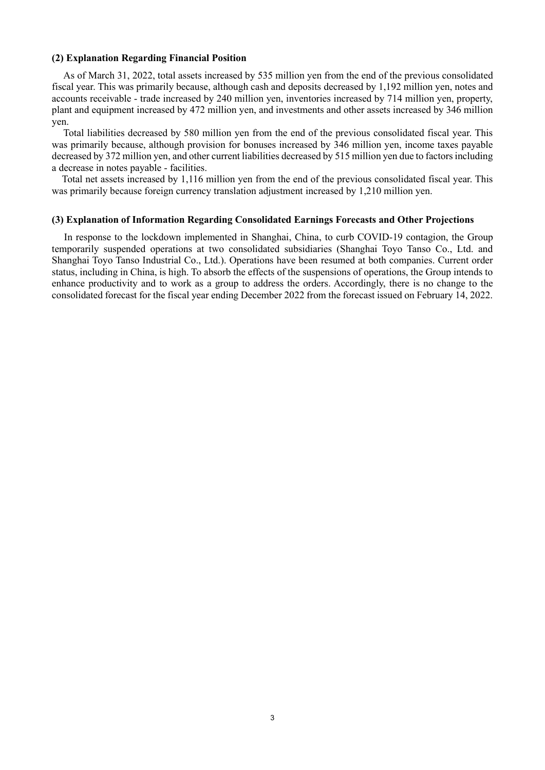### (2) Explanation Regarding Financial Position

As of March 31, 2022, total assets increased by 535 million yen from the end of the previous consolidated fiscal year. This was primarily because, although cash and deposits decreased by 1,192 million yen, notes and accounts receivable - trade increased by 240 million yen, inventories increased by 714 million yen, property, plant and equipment increased by 472 million yen, and investments and other assets increased by 346 million yen.

Total liabilities decreased by 580 million yen from the end of the previous consolidated fiscal year. This was primarily because, although provision for bonuses increased by 346 million yen, income taxes payable decreased by 372 million yen, and other current liabilities decreased by 515 million yen due to factors including a decrease in notes payable - facilities.

Total net assets increased by 1,116 million yen from the end of the previous consolidated fiscal year. This was primarily because foreign currency translation adjustment increased by 1,210 million yen.

### (3) Explanation of Information Regarding Consolidated Earnings Forecasts and Other Projections

In response to the lockdown implemented in Shanghai, China, to curb COVID-19 contagion, the Group temporarily suspended operations at two consolidated subsidiaries (Shanghai Toyo Tanso Co., Ltd. and Shanghai Toyo Tanso Industrial Co., Ltd.). Operations have been resumed at both companies. Current order status, including in China, is high. To absorb the effects of the suspensions of operations, the Group intends to enhance productivity and to work as a group to address the orders. Accordingly, there is no change to the consolidated forecast for the fiscal year ending December 2022 from the forecast issued on February 14, 2022.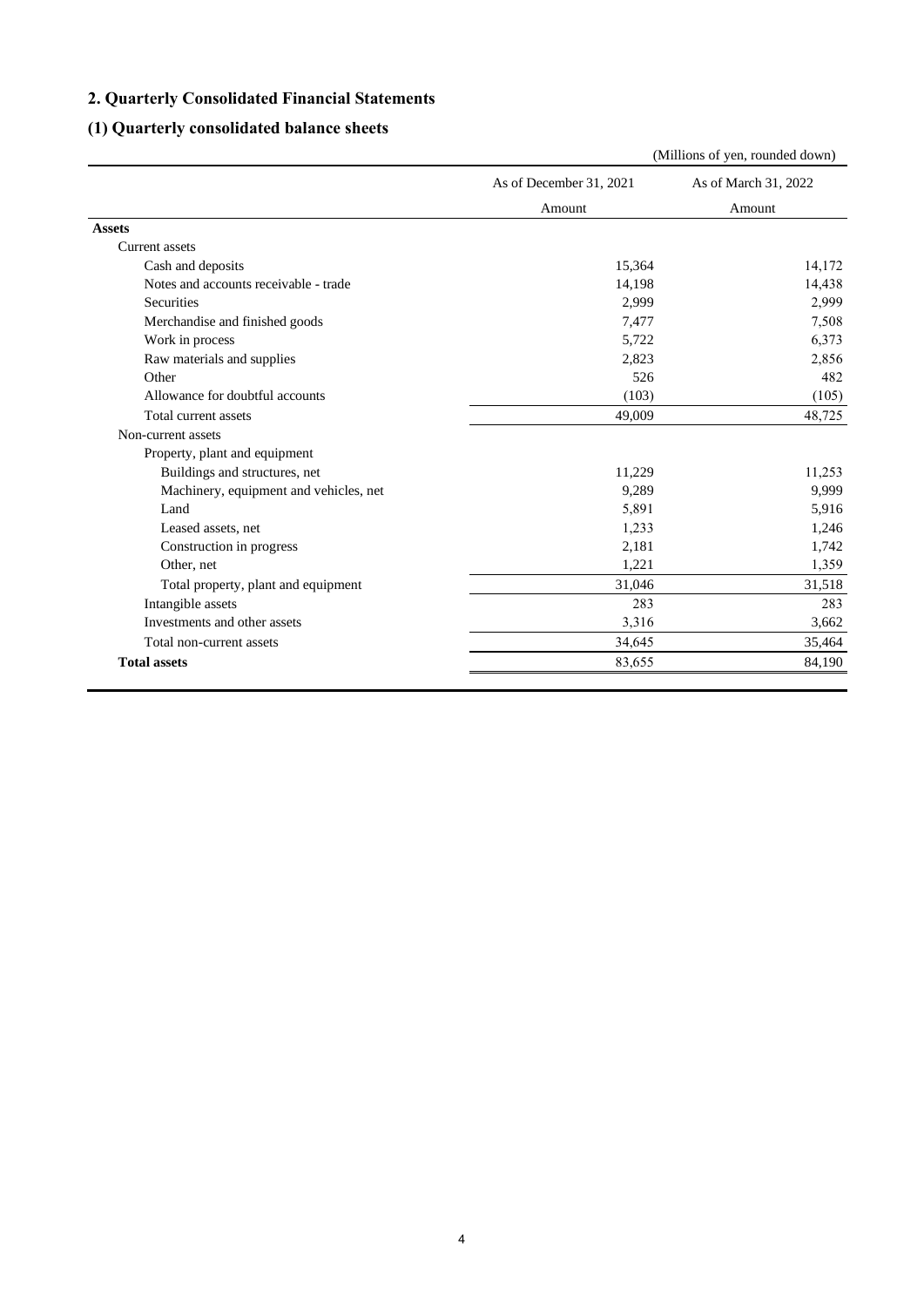## 2. Quarterly Consolidated Financial Statements

### (1) Quarterly consolidated balance sheets

(Millions of yen, rounded down)

| | As of December 31, 2021 | As of March 31, 2022 |
|---|---|---|
| | Amount | Amount |
| **Assets** | | |
| Current assets | | |
| Cash and deposits | 15,364 | 14,172 |
| Notes and accounts receivable - trade | 14,198 | 14,438 |
| Securities | 2,999 | 2,999 |
| Merchandise and finished goods | 7,477 | 7,508 |
| Work in process | 5,722 | 6,373 |
| Raw materials and supplies | 2,823 | 2,856 |
| Other | 526 | 482 |
| Allowance for doubtful accounts | (103) | (105) |
| Total current assets | 49,009 | 48,725 |
| Non-current assets | | |
| Property, plant and equipment | | |
| Buildings and structures, net | 11,229 | 11,253 |
| Machinery, equipment and vehicles, net | 9,289 | 9,999 |
| Land | 5,891 | 5,916 |
| Leased assets, net | 1,233 | 1,246 |
| Construction in progress | 2,181 | 1,742 |
| Other, net | 1,221 | 1,359 |
| Total property, plant and equipment | 31,046 | 31,518 |
| Intangible assets | 283 | 283 |
| Investments and other assets | 3,316 | 3,662 |
| Total non-current assets | 34,645 | 35,464 |
| **Total assets** | 83,655 | 84,190 |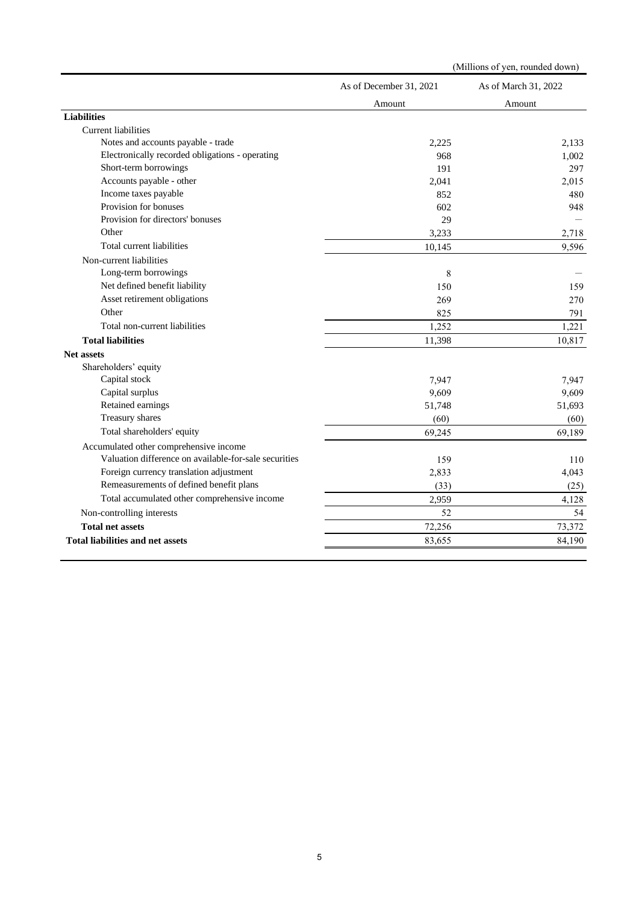(Millions of yen, rounded down)

| | As of December 31, 2021 | As of March 31, 2022 |
|---|---|---|
| | Amount | Amount |
| **Liabilities** | | |
| Current liabilities | | |
| Notes and accounts payable - trade | 2,225 | 2,133 |
| Electronically recorded obligations - operating | 968 | 1,002 |
| Short-term borrowings | 191 | 297 |
| Accounts payable - other | 2,041 | 2,015 |
| Income taxes payable | 852 | 480 |
| Provision for bonuses | 602 | 948 |
| Provision for directors' bonuses | 29 | — |
| Other | 3,233 | 2,718 |
| Total current liabilities | 10,145 | 9,596 |
| Non-current liabilities | | |
| Long-term borrowings | 8 | — |
| Net defined benefit liability | 150 | 159 |
| Asset retirement obligations | 269 | 270 |
| Other | 825 | 791 |
| Total non-current liabilities | 1,252 | 1,221 |
| **Total liabilities** | 11,398 | 10,817 |
| **Net assets** | | |
| Shareholders' equity | | |
| Capital stock | 7,947 | 7,947 |
| Capital surplus | 9,609 | 9,609 |
| Retained earnings | 51,748 | 51,693 |
| Treasury shares | (60) | (60) |
| Total shareholders' equity | 69,245 | 69,189 |
| Accumulated other comprehensive income | | |
| Valuation difference on available-for-sale securities | 159 | 110 |
| Foreign currency translation adjustment | 2,833 | 4,043 |
| Remeasurements of defined benefit plans | (33) | (25) |
| Total accumulated other comprehensive income | 2,959 | 4,128 |
| Non-controlling interests | 52 | 54 |
| **Total net assets** | 72,256 | 73,372 |
| **Total liabilities and net assets** | 83,655 | 84,190 |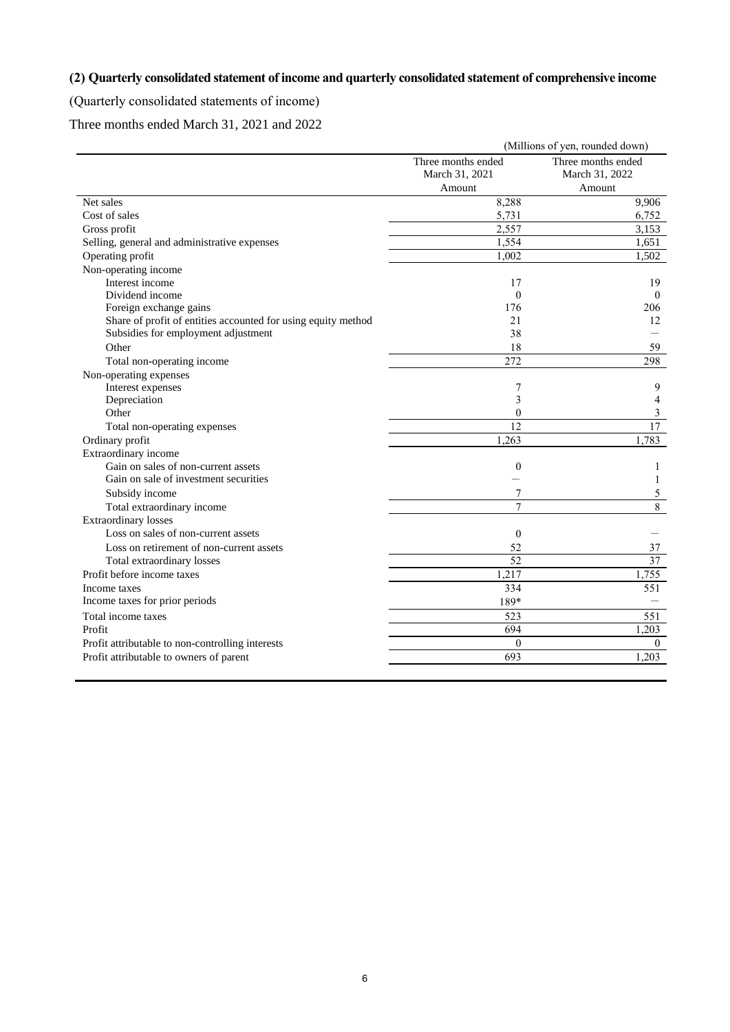### (2) Quarterly consolidated statement of income and quarterly consolidated statement of comprehensive income

(Quarterly consolidated statements of income)

Three months ended March 31, 2021 and 2022

(Millions of yen, rounded down)

| | Three months ended March 31, 2021 Amount | Three months ended March 31, 2022 Amount |
|---|---|---|
| Net sales | 8,288 | 9,906 |
| Cost of sales | 5,731 | 6,752 |
| Gross profit | 2,557 | 3,153 |
| Selling, general and administrative expenses | 1,554 | 1,651 |
| Operating profit | 1,002 | 1,502 |
| Non-operating income | | |
| Interest income | 17 | 19 |
| Dividend income | 0 | 0 |
| Foreign exchange gains | 176 | 206 |
| Share of profit of entities accounted for using equity method | 21 | 12 |
| Subsidies for employment adjustment | 38 | — |
| Other | 18 | 59 |
| Total non-operating income | 272 | 298 |
| Non-operating expenses | | |
| Interest expenses | 7 | 9 |
| Depreciation | 3 | 4 |
| Other | 0 | 3 |
| Total non-operating expenses | 12 | 17 |
| Ordinary profit | 1,263 | 1,783 |
| Extraordinary income | | |
| Gain on sales of non-current assets | 0 | 1 |
| Gain on sale of investment securities | — | 1 |
| Subsidy income | 7 | 5 |
| Total extraordinary income | 7 | 8 |
| Extraordinary losses | | |
| Loss on sales of non-current assets | 0 | — |
| Loss on retirement of non-current assets | 52 | 37 |
| Total extraordinary losses | 52 | 37 |
| Profit before income taxes | 1,217 | 1,755 |
| Income taxes | 334 | 551 |
| Income taxes for prior periods | 189* | — |
| Total income taxes | 523 | 551 |
| Profit | 694 | 1,203 |
| Profit attributable to non-controlling interests | 0 | 0 |
| Profit attributable to owners of parent | 693 | 1,203 |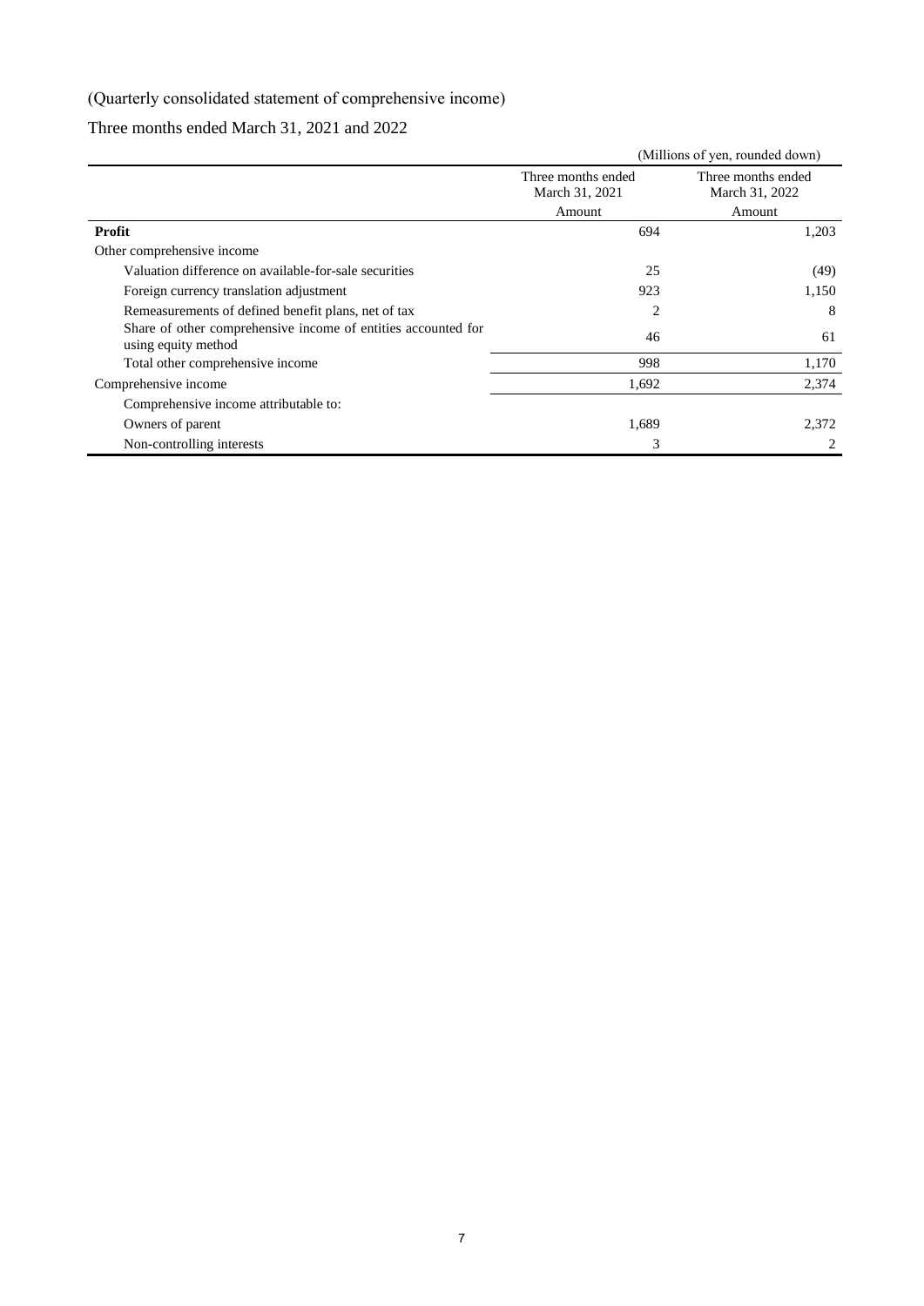(Quarterly consolidated statement of comprehensive income)

Three months ended March 31, 2021 and 2022

(Millions of yen, rounded down)

| | Three months ended March 31, 2021 | Three months ended March 31, 2022 |
|---|---|---|
| | Amount | Amount |
| **Profit** | 694 | 1,203 |
| Other comprehensive income | | |
| Valuation difference on available-for-sale securities | 25 | (49) |
| Foreign currency translation adjustment | 923 | 1,150 |
| Remeasurements of defined benefit plans, net of tax | 2 | 8 |
| Share of other comprehensive income of entities accounted for using equity method | 46 | 61 |
| Total other comprehensive income | 998 | 1,170 |
| Comprehensive income | 1,692 | 2,374 |
| Comprehensive income attributable to: | | |
| Owners of parent | 1,689 | 2,372 |
| Non-controlling interests | 3 | 2 |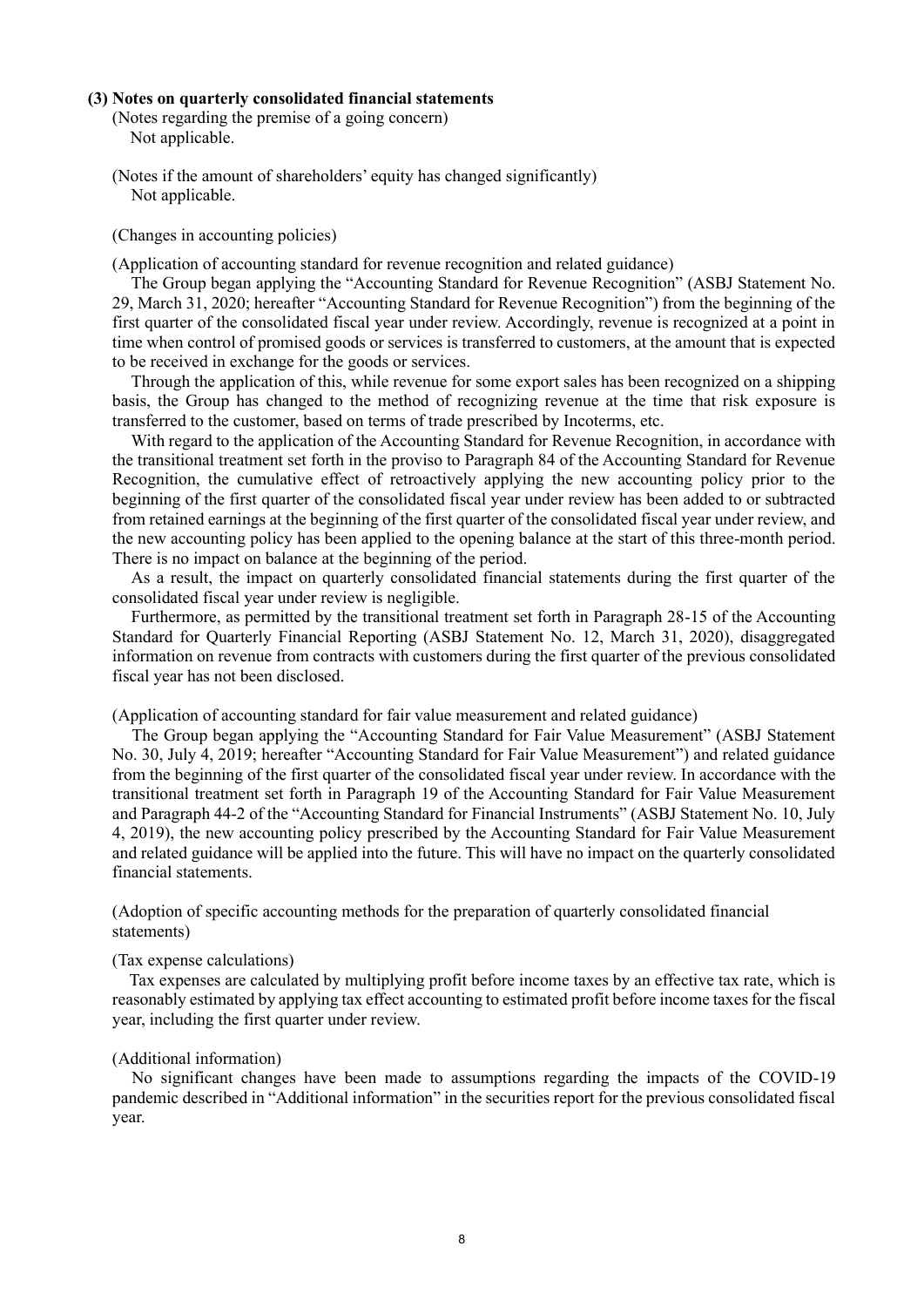### (3) Notes on quarterly consolidated financial statements

(Notes regarding the premise of a going concern)

Not applicable.

(Notes if the amount of shareholders' equity has changed significantly)

Not applicable.

(Changes in accounting policies)

(Application of accounting standard for revenue recognition and related guidance)

The Group began applying the "Accounting Standard for Revenue Recognition" (ASBJ Statement No. 29, March 31, 2020; hereafter "Accounting Standard for Revenue Recognition") from the beginning of the first quarter of the consolidated fiscal year under review. Accordingly, revenue is recognized at a point in time when control of promised goods or services is transferred to customers, at the amount that is expected to be received in exchange for the goods or services.

Through the application of this, while revenue for some export sales has been recognized on a shipping basis, the Group has changed to the method of recognizing revenue at the time that risk exposure is transferred to the customer, based on terms of trade prescribed by Incoterms, etc.

With regard to the application of the Accounting Standard for Revenue Recognition, in accordance with the transitional treatment set forth in the proviso to Paragraph 84 of the Accounting Standard for Revenue Recognition, the cumulative effect of retroactively applying the new accounting policy prior to the beginning of the first quarter of the consolidated fiscal year under review has been added to or subtracted from retained earnings at the beginning of the first quarter of the consolidated fiscal year under review, and the new accounting policy has been applied to the opening balance at the start of this three-month period. There is no impact on balance at the beginning of the period.

As a result, the impact on quarterly consolidated financial statements during the first quarter of the consolidated fiscal year under review is negligible.

Furthermore, as permitted by the transitional treatment set forth in Paragraph 28-15 of the Accounting Standard for Quarterly Financial Reporting (ASBJ Statement No. 12, March 31, 2020), disaggregated information on revenue from contracts with customers during the first quarter of the previous consolidated fiscal year has not been disclosed.

(Application of accounting standard for fair value measurement and related guidance)

The Group began applying the "Accounting Standard for Fair Value Measurement" (ASBJ Statement No. 30, July 4, 2019; hereafter "Accounting Standard for Fair Value Measurement") and related guidance from the beginning of the first quarter of the consolidated fiscal year under review. In accordance with the transitional treatment set forth in Paragraph 19 of the Accounting Standard for Fair Value Measurement and Paragraph 44-2 of the "Accounting Standard for Financial Instruments" (ASBJ Statement No. 10, July 4, 2019), the new accounting policy prescribed by the Accounting Standard for Fair Value Measurement and related guidance will be applied into the future. This will have no impact on the quarterly consolidated financial statements.

(Adoption of specific accounting methods for the preparation of quarterly consolidated financial statements)

(Tax expense calculations)

Tax expenses are calculated by multiplying profit before income taxes by an effective tax rate, which is reasonably estimated by applying tax effect accounting to estimated profit before income taxes for the fiscal year, including the first quarter under review.

(Additional information)

No significant changes have been made to assumptions regarding the impacts of the COVID-19 pandemic described in "Additional information" in the securities report for the previous consolidated fiscal year.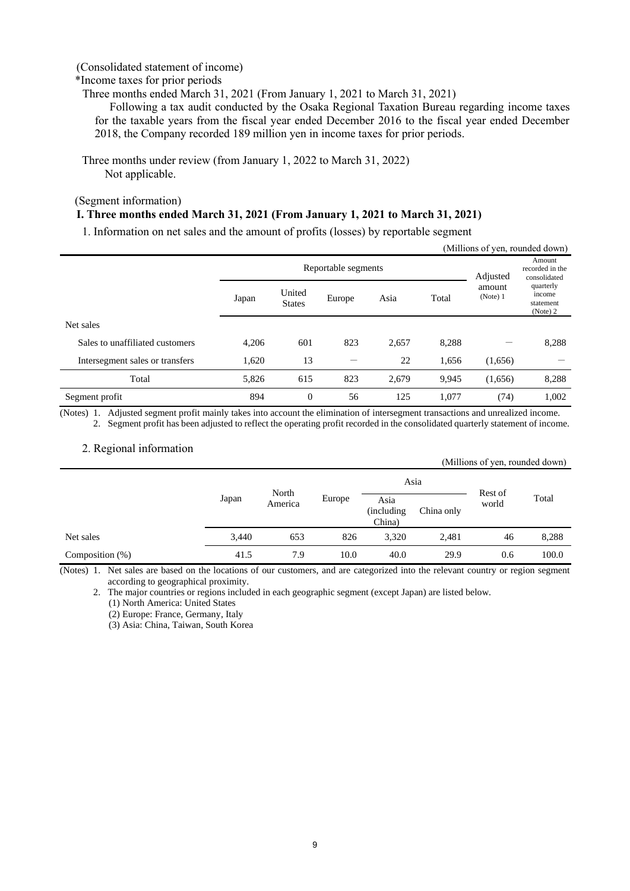(Consolidated statement of income)

*Income taxes for prior periods

Three months ended March 31, 2021 (From January 1, 2021 to March 31, 2021)

Following a tax audit conducted by the Osaka Regional Taxation Bureau regarding income taxes for the taxable years from the fiscal year ended December 2016 to the fiscal year ended December 2018, the Company recorded 189 million yen in income taxes for prior periods.

Three months under review (from January 1, 2022 to March 31, 2022)

Not applicable.

(Segment information)

**I. Three months ended March 31, 2021 (From January 1, 2021 to March 31, 2021)**

1. Information on net sales and the amount of profits (losses) by reportable segment

(Millions of yen, rounded down)

| | Reportable segments | | | | | Adjusted amount (Note) 1 | Amount recorded in the consolidated quarterly income statement (Note) 2 |
|---|---|---|---|---|---|---|---|
| | Japan | United States | Europe | Asia | Total | | |
| Net sales | | | | | | | |
| Sales to unaffiliated customers | 4,206 | 601 | 823 | 2,657 | 8,288 | — | 8,288 |
| Intersegment sales or transfers | 1,620 | 13 | — | 22 | 1,656 | (1,656) | — |
| Total | 5,826 | 615 | 823 | 2,679 | 9,945 | (1,656) | 8,288 |
| Segment profit | 894 | 0 | 56 | 125 | 1,077 | (74) | 1,002 |

(Notes) 1. Adjusted segment profit mainly takes into account the elimination of intersegment transactions and unrealized income.

2. Segment profit has been adjusted to reflect the operating profit recorded in the consolidated quarterly statement of income.

2. Regional information

(Millions of yen, rounded down)

| | Japan | North America | Europe | Asia | | Rest of world | Total |
|---|---|---|---|---|---|---|---|
| | | | | Asia (including China) | China only | | |
| Net sales | 3,440 | 653 | 826 | 3,320 | 2,481 | 46 | 8,288 |
| Composition (%) | 41.5 | 7.9 | 10.0 | 40.0 | 29.9 | 0.6 | 100.0 |

(Notes) 1. Net sales are based on the locations of our customers, and are categorized into the relevant country or region segment according to geographical proximity.

2. The major countries or regions included in each geographic segment (except Japan) are listed below.

(1) North America: United States

(2) Europe: France, Germany, Italy

(3) Asia: China, Taiwan, South Korea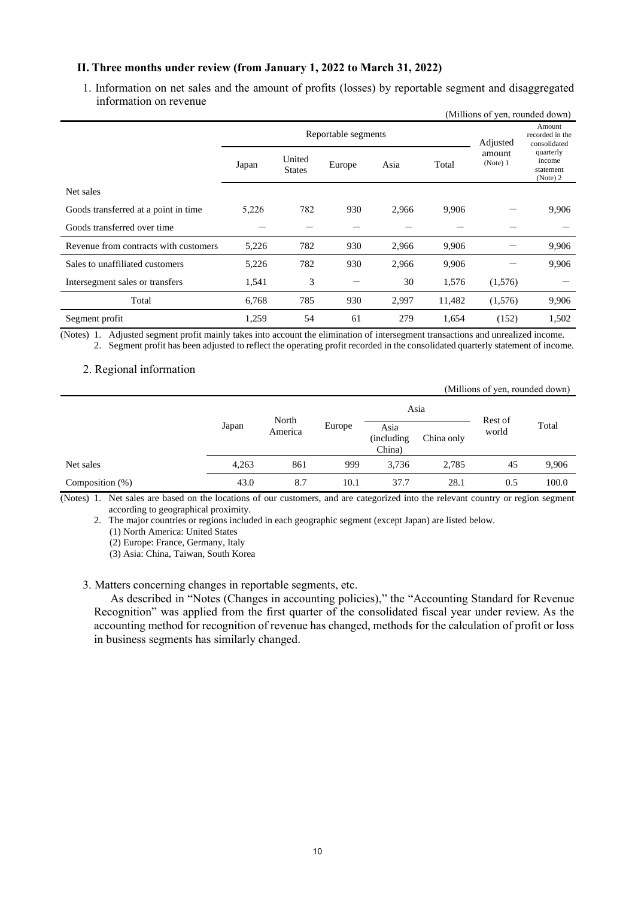### II. Three months under review (from January 1, 2022 to March 31, 2022)

1. Information on net sales and the amount of profits (losses) by reportable segment and disaggregated information on revenue

(Millions of yen, rounded down)

| | Reportable segments | | | | | Adjusted amount (Note) 1 | Amount recorded in the consolidated quarterly income statement (Note) 2 |
|---|---|---|---|---|---|---|---|
| | Japan | United States | Europe | Asia | Total | | |
| Net sales | | | | | | | |
| Goods transferred at a point in time | 5,226 | 782 | 930 | 2,966 | 9,906 | — | 9,906 |
| Goods transferred over time | — | — | — | — | — | — | — |
| Revenue from contracts with customers | 5,226 | 782 | 930 | 2,966 | 9,906 | — | 9,906 |
| Sales to unaffiliated customers | 5,226 | 782 | 930 | 2,966 | 9,906 | — | 9,906 |
| Intersegment sales or transfers | 1,541 | 3 | — | 30 | 1,576 | (1,576) | — |
| Total | 6,768 | 785 | 930 | 2,997 | 11,482 | (1,576) | 9,906 |
| Segment profit | 1,259 | 54 | 61 | 279 | 1,654 | (152) | 1,502 |

(Notes) 1. Adjusted segment profit mainly takes into account the elimination of intersegment transactions and unrealized income.
2. Segment profit has been adjusted to reflect the operating profit recorded in the consolidated quarterly statement of income.

2. Regional information

(Millions of yen, rounded down)

| | Japan | North America | Europe | Asia | | Rest of world | Total |
|---|---|---|---|---|---|---|---|
| | | | | Asia (including China) | China only | | |
| Net sales | 4,263 | 861 | 999 | 3,736 | 2,785 | 45 | 9,906 |
| Composition (%) | 43.0 | 8.7 | 10.1 | 37.7 | 28.1 | 0.5 | 100.0 |

(Notes) 1. Net sales are based on the locations of our customers, and are categorized into the relevant country or region segment according to geographical proximity.
2. The major countries or regions included in each geographic segment (except Japan) are listed below.
(1) North America: United States
(2) Europe: France, Germany, Italy
(3) Asia: China, Taiwan, South Korea

3. Matters concerning changes in reportable segments, etc.

As described in "Notes (Changes in accounting policies)," the "Accounting Standard for Revenue Recognition" was applied from the first quarter of the consolidated fiscal year under review. As the accounting method for recognition of revenue has changed, methods for the calculation of profit or loss in business segments has similarly changed.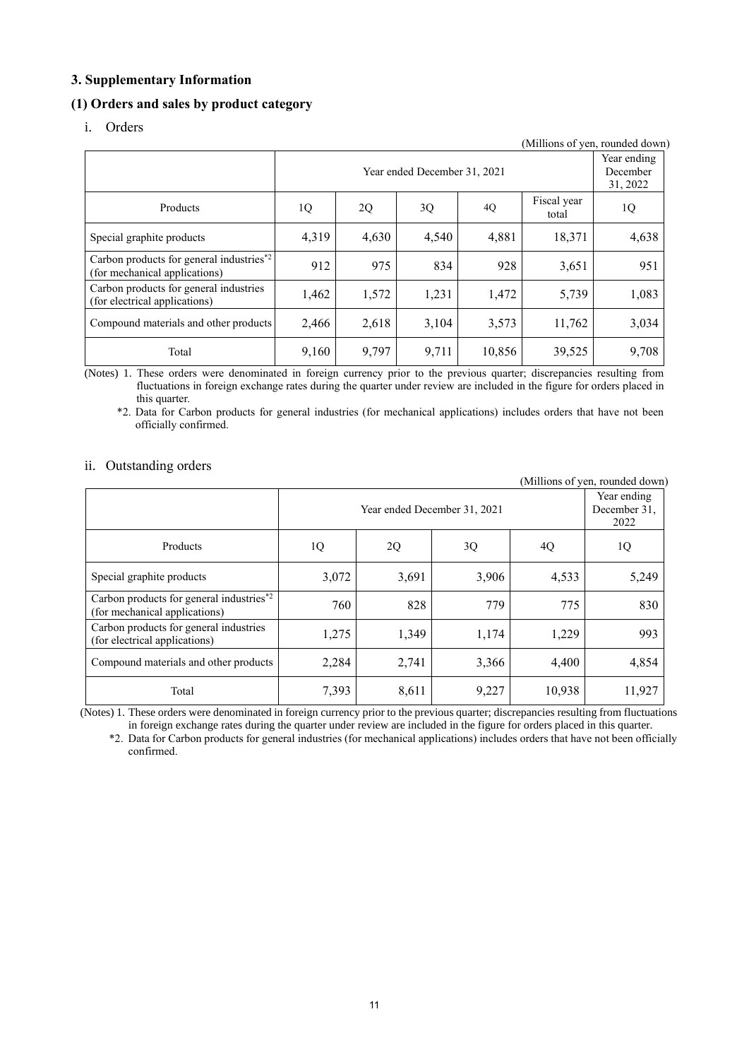## 3. Supplementary Information

### (1) Orders and sales by product category

i. Orders

(Millions of yen, rounded down)

| | Year ended December 31, 2021 | | | | | Year ending December 31, 2022 |
|---|---|---|---|---|---|---|
| Products | 1Q | 2Q | 3Q | 4Q | Fiscal year total | 1Q |
| Special graphite products | 4,319 | 4,630 | 4,540 | 4,881 | 18,371 | 4,638 |
| Carbon products for general industries*2 (for mechanical applications) | 912 | 975 | 834 | 928 | 3,651 | 951 |
| Carbon products for general industries (for electrical applications) | 1,462 | 1,572 | 1,231 | 1,472 | 5,739 | 1,083 |
| Compound materials and other products | 2,466 | 2,618 | 3,104 | 3,573 | 11,762 | 3,034 |
| Total | 9,160 | 9,797 | 9,711 | 10,856 | 39,525 | 9,708 |

(Notes) 1. These orders were denominated in foreign currency prior to the previous quarter; discrepancies resulting from fluctuations in foreign exchange rates during the quarter under review are included in the figure for orders placed in this quarter.

*2. Data for Carbon products for general industries (for mechanical applications) includes orders that have not been officially confirmed.

ii. Outstanding orders

(Millions of yen, rounded down)

| | Year ended December 31, 2021 | | | | Year ending December 31, 2022 |
|---|---|---|---|---|---|
| Products | 1Q | 2Q | 3Q | 4Q | 1Q |
| Special graphite products | 3,072 | 3,691 | 3,906 | 4,533 | 5,249 |
| Carbon products for general industries*2 (for mechanical applications) | 760 | 828 | 779 | 775 | 830 |
| Carbon products for general industries (for electrical applications) | 1,275 | 1,349 | 1,174 | 1,229 | 993 |
| Compound materials and other products | 2,284 | 2,741 | 3,366 | 4,400 | 4,854 |
| Total | 7,393 | 8,611 | 9,227 | 10,938 | 11,927 |

(Notes) 1. These orders were denominated in foreign currency prior to the previous quarter; discrepancies resulting from fluctuations in foreign exchange rates during the quarter under review are included in the figure for orders placed in this quarter.

*2. Data for Carbon products for general industries (for mechanical applications) includes orders that have not been officially confirmed.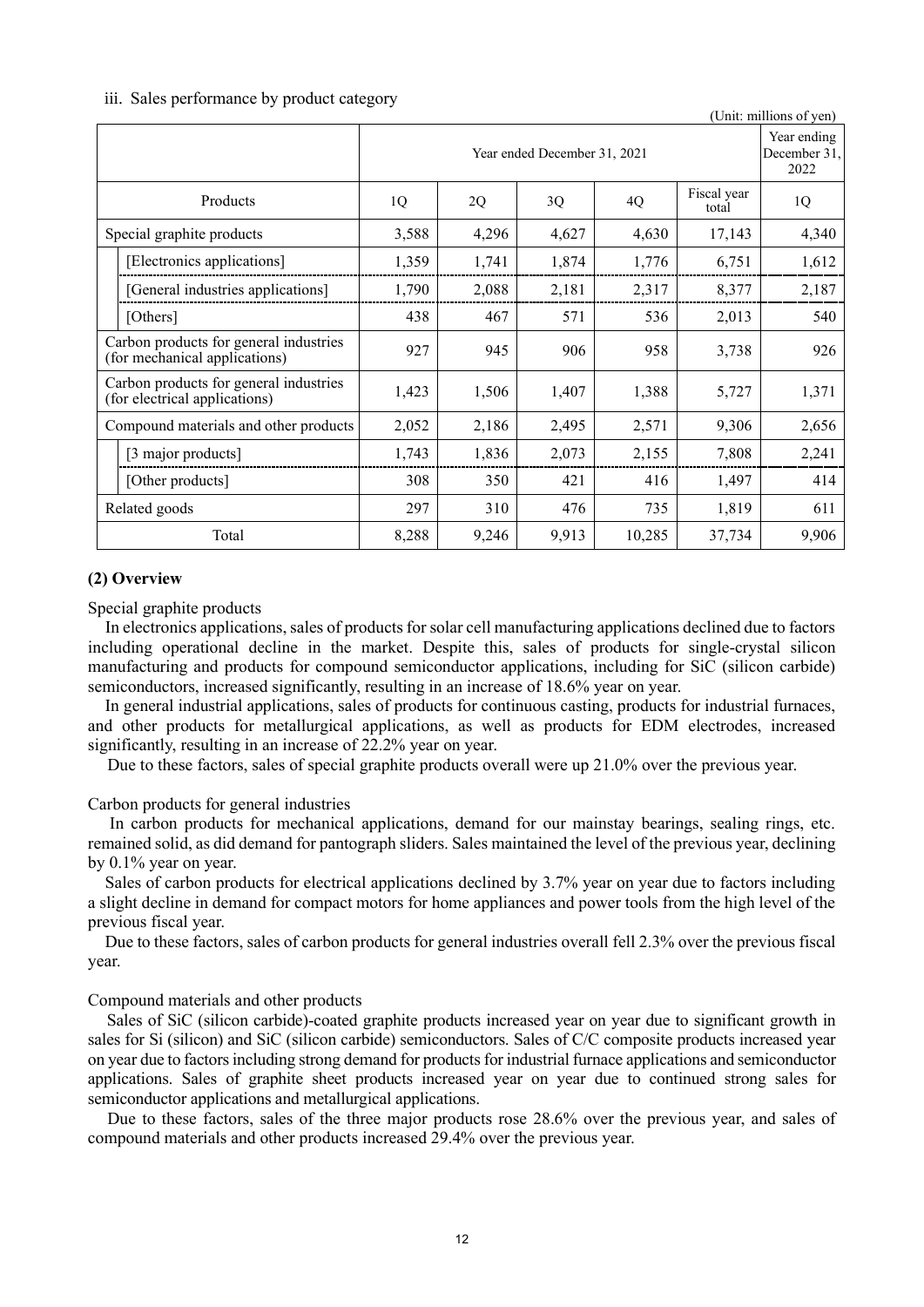iii. Sales performance by product category

(Unit: millions of yen)

| | | Year ended December 31, 2021 | | | | | Year ending December 31, 2022 |
|---|---|---|---|---|---|---|---|
| Products | | 1Q | 2Q | 3Q | 4Q | Fiscal year total | 1Q |
| Special graphite products | | 3,588 | 4,296 | 4,627 | 4,630 | 17,143 | 4,340 |
| | [Electronics applications] | 1,359 | 1,741 | 1,874 | 1,776 | 6,751 | 1,612 |
| | [General industries applications] | 1,790 | 2,088 | 2,181 | 2,317 | 8,377 | 2,187 |
| | [Others] | 438 | 467 | 571 | 536 | 2,013 | 540 |
| Carbon products for general industries (for mechanical applications) | | 927 | 945 | 906 | 958 | 3,738 | 926 |
| Carbon products for general industries (for electrical applications) | | 1,423 | 1,506 | 1,407 | 1,388 | 5,727 | 1,371 |
| Compound materials and other products | | 2,052 | 2,186 | 2,495 | 2,571 | 9,306 | 2,656 |
| | [3 major products] | 1,743 | 1,836 | 2,073 | 2,155 | 7,808 | 2,241 |
| | [Other products] | 308 | 350 | 421 | 416 | 1,497 | 414 |
| Related goods | | 297 | 310 | 476 | 735 | 1,819 | 611 |
| Total | | 8,288 | 9,246 | 9,913 | 10,285 | 37,734 | 9,906 |

**(2) Overview**

Special graphite products

In electronics applications, sales of products for solar cell manufacturing applications declined due to factors including operational decline in the market. Despite this, sales of products for single-crystal silicon manufacturing and products for compound semiconductor applications, including for SiC (silicon carbide) semiconductors, increased significantly, resulting in an increase of 18.6% year on year.

In general industrial applications, sales of products for continuous casting, products for industrial furnaces, and other products for metallurgical applications, as well as products for EDM electrodes, increased significantly, resulting in an increase of 22.2% year on year.

Due to these factors, sales of special graphite products overall were up 21.0% over the previous year.

Carbon products for general industries

In carbon products for mechanical applications, demand for our mainstay bearings, sealing rings, etc. remained solid, as did demand for pantograph sliders. Sales maintained the level of the previous year, declining by 0.1% year on year.

Sales of carbon products for electrical applications declined by 3.7% year on year due to factors including a slight decline in demand for compact motors for home appliances and power tools from the high level of the previous fiscal year.

Due to these factors, sales of carbon products for general industries overall fell 2.3% over the previous fiscal year.

Compound materials and other products

Sales of SiC (silicon carbide)-coated graphite products increased year on year due to significant growth in sales for Si (silicon) and SiC (silicon carbide) semiconductors. Sales of C/C composite products increased year on year due to factors including strong demand for products for industrial furnace applications and semiconductor applications. Sales of graphite sheet products increased year on year due to continued strong sales for semiconductor applications and metallurgical applications.

Due to these factors, sales of the three major products rose 28.6% over the previous year, and sales of compound materials and other products increased 29.4% over the previous year.